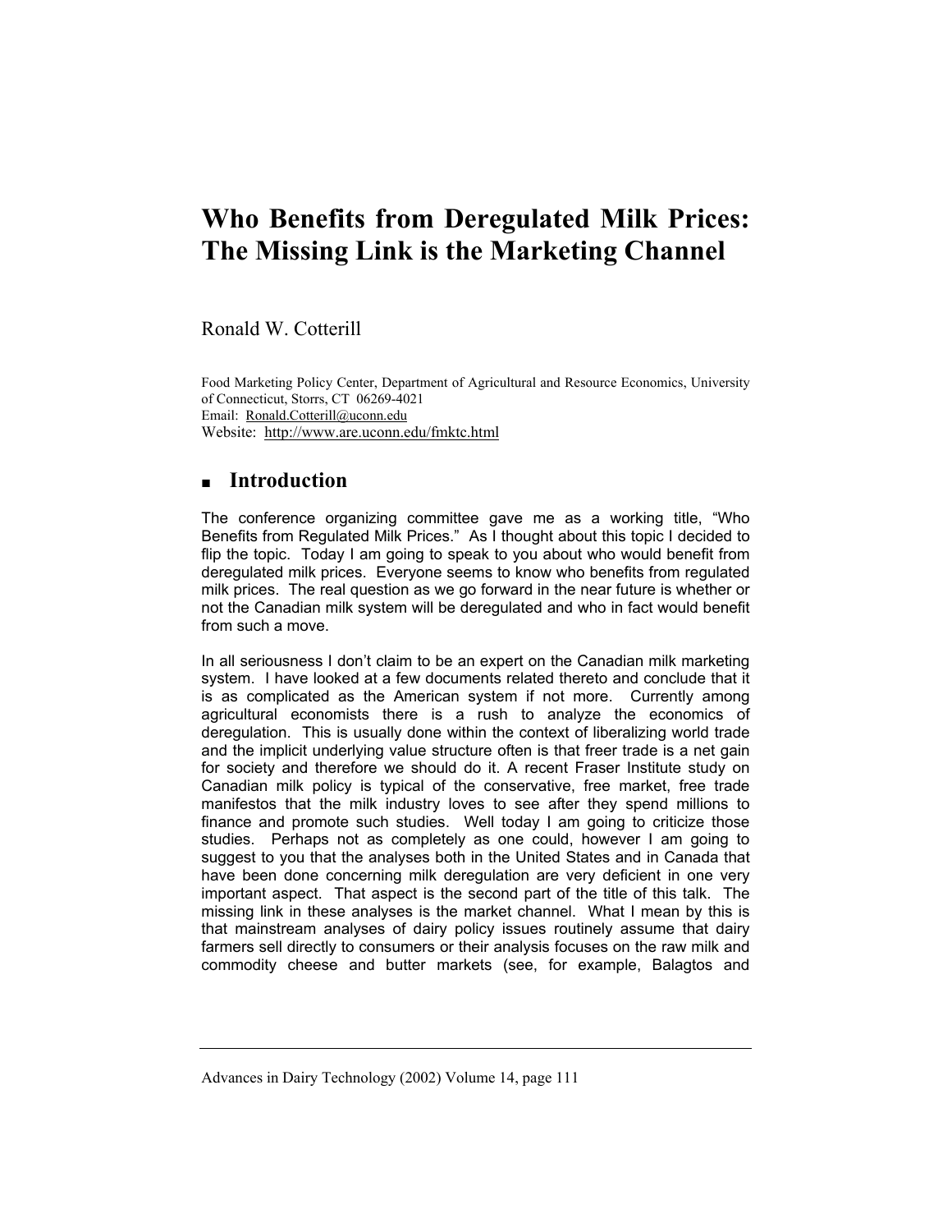# Who Benefits from Deregulated Milk Prices: The Missing Link is the Marketing Channel

Ronald W. Cotterill

Food Marketing Policy Center, Department of Agricultural and Resource Economics, University of Connecticut, Storrs, CT 06269-4021
Email: Ronald.Cotterill@uconn.edu
Website: http://www.are.uconn.edu/fmktc.html

## ■ Introduction

The conference organizing committee gave me as a working title, "Who Benefits from Regulated Milk Prices." As I thought about this topic I decided to flip the topic. Today I am going to speak to you about who would benefit from deregulated milk prices. Everyone seems to know who benefits from regulated milk prices. The real question as we go forward in the near future is whether or not the Canadian milk system will be deregulated and who in fact would benefit from such a move.

In all seriousness I don't claim to be an expert on the Canadian milk marketing system. I have looked at a few documents related thereto and conclude that it is as complicated as the American system if not more. Currently among agricultural economists there is a rush to analyze the economics of deregulation. This is usually done within the context of liberalizing world trade and the implicit underlying value structure often is that freer trade is a net gain for society and therefore we should do it. A recent Fraser Institute study on Canadian milk policy is typical of the conservative, free market, free trade manifestos that the milk industry loves to see after they spend millions to finance and promote such studies. Well today I am going to criticize those studies. Perhaps not as completely as one could, however I am going to suggest to you that the analyses both in the United States and in Canada that have been done concerning milk deregulation are very deficient in one very important aspect. That aspect is the second part of the title of this talk. The missing link in these analyses is the market channel. What I mean by this is that mainstream analyses of dairy policy issues routinely assume that dairy farmers sell directly to consumers or their analysis focuses on the raw milk and commodity cheese and butter markets (see, for example, Balagtos and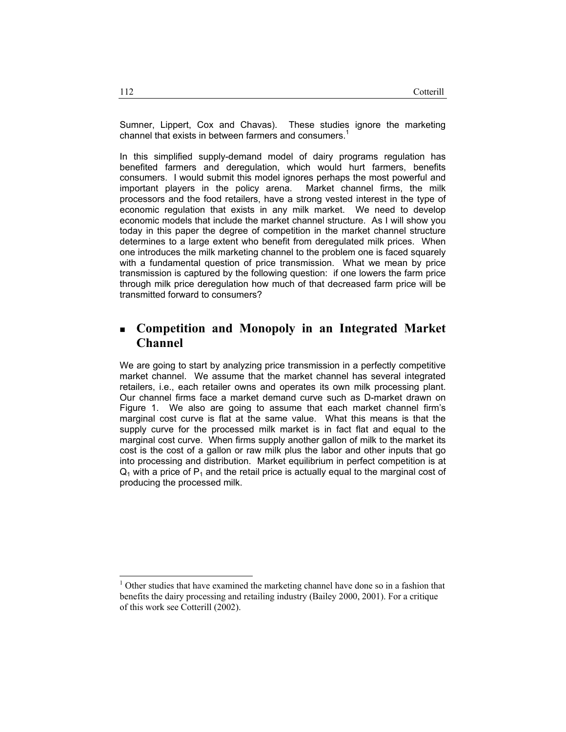Sumner, Lippert, Cox and Chavas). These studies ignore the marketing channel that exists in between farmers and consumers.[1]

In this simplified supply-demand model of dairy programs regulation has benefited farmers and deregulation, which would hurt farmers, benefits consumers. I would submit this model ignores perhaps the most powerful and important players in the policy arena. Market channel firms, the milk processors and the food retailers, have a strong vested interest in the type of economic regulation that exists in any milk market. We need to develop economic models that include the market channel structure. As I will show you today in this paper the degree of competition in the market channel structure determines to a large extent who benefit from deregulated milk prices. When one introduces the milk marketing channel to the problem one is faced squarely with a fundamental question of price transmission. What we mean by price transmission is captured by the following question: if one lowers the farm price through milk price deregulation how much of that decreased farm price will be transmitted forward to consumers?

## Competition and Monopoly in an Integrated Market Channel

We are going to start by analyzing price transmission in a perfectly competitive market channel. We assume that the market channel has several integrated retailers, i.e., each retailer owns and operates its own milk processing plant. Our channel firms face a market demand curve such as D-market drawn on Figure 1. We also are going to assume that each market channel firm's marginal cost curve is flat at the same value. What this means is that the supply curve for the processed milk market is in fact flat and equal to the marginal cost curve. When firms supply another gallon of milk to the market its cost is the cost of a gallon or raw milk plus the labor and other inputs that go into processing and distribution. Market equilibrium in perfect competition is at $Q_1$ with a price of $P_1$ and the retail price is actually equal to the marginal cost of producing the processed milk.

---

[1] Other studies that have examined the marketing channel have done so in a fashion that benefits the dairy processing and retailing industry (Bailey 2000, 2001). For a critique of this work see Cotterill (2002).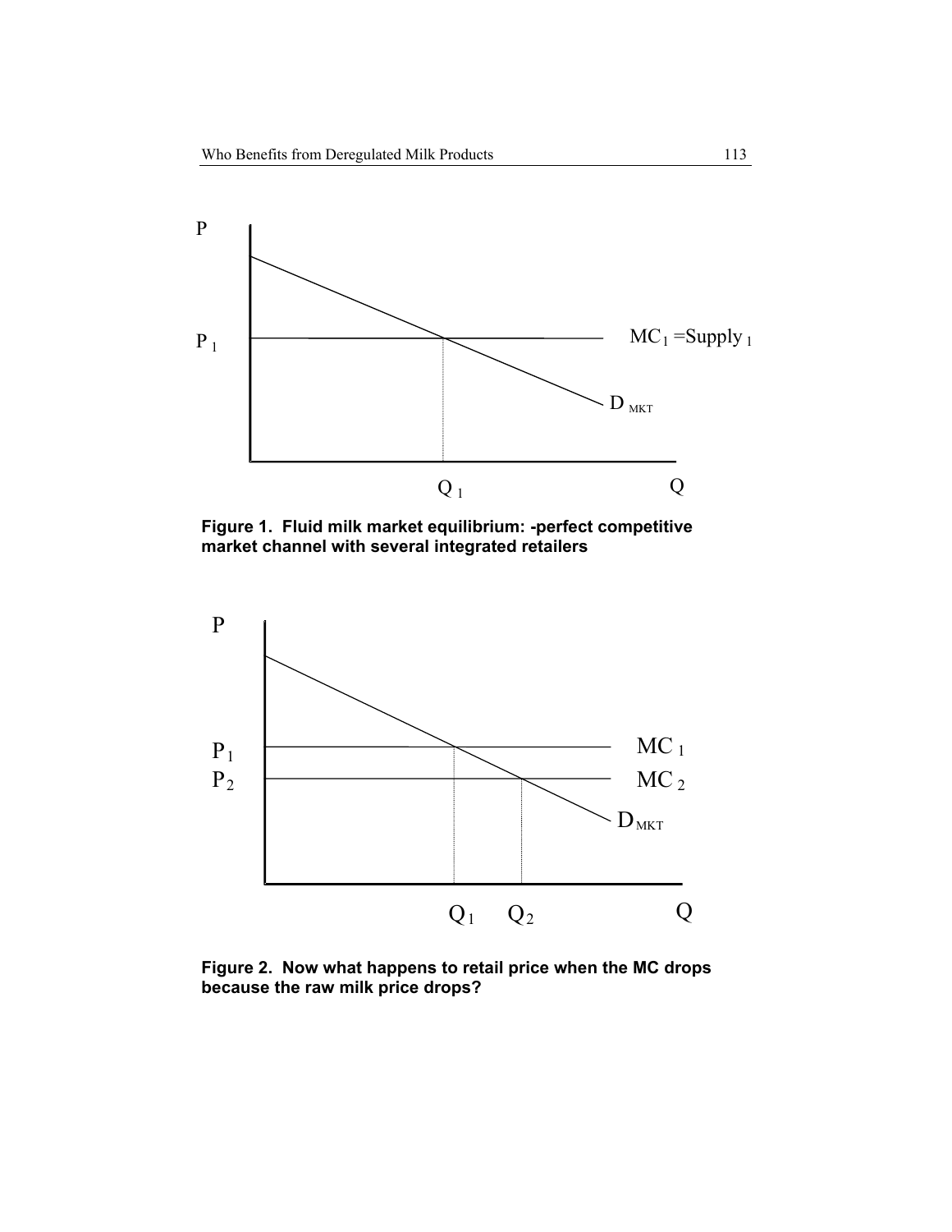**Figure 1. Fluid milk market equilibrium: -perfect competitive market channel with several integrated retailers**

**Figure 2. Now what happens to retail price when the MC drops because the raw milk price drops?**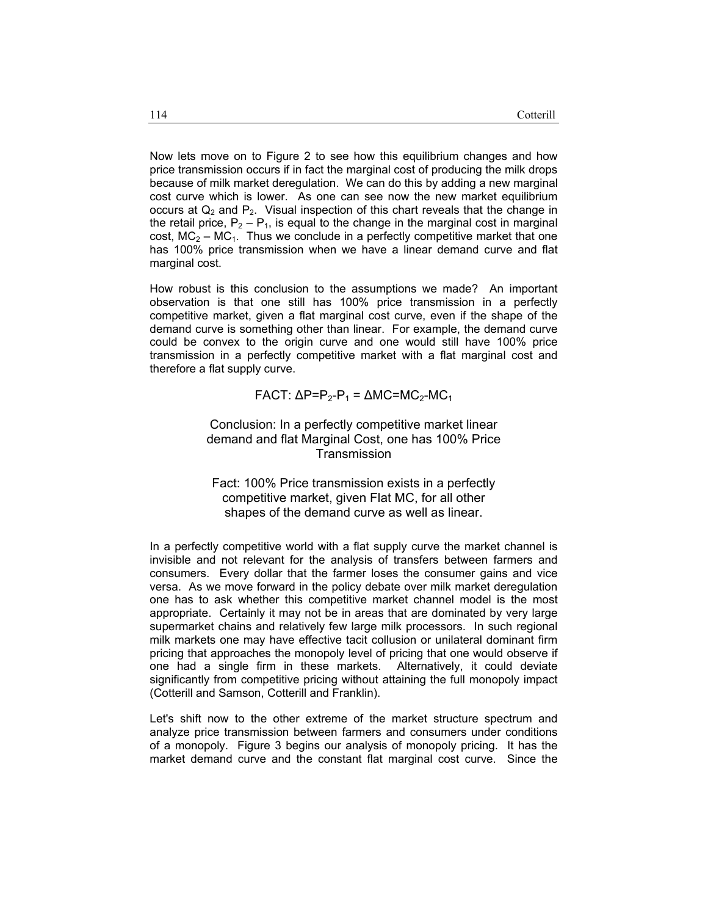Now lets move on to Figure 2 to see how this equilibrium changes and how price transmission occurs if in fact the marginal cost of producing the milk drops because of milk market deregulation. We can do this by adding a new marginal cost curve which is lower. As one can see now the new market equilibrium occurs at $Q_2$ and $P_2$. Visual inspection of this chart reveals that the change in the retail price, $P_2 - P_1$, is equal to the change in the marginal cost in marginal cost, $MC_2 - MC_1$. Thus we conclude in a perfectly competitive market that one has 100% price transmission when we have a linear demand curve and flat marginal cost.

How robust is this conclusion to the assumptions we made? An important observation is that one still has 100% price transmission in a perfectly competitive market, given a flat marginal cost curve, even if the shape of the demand curve is something other than linear. For example, the demand curve could be convex to the origin curve and one would still have 100% price transmission in a perfectly competitive market with a flat marginal cost and therefore a flat supply curve.

FACT: $\Delta P = P_2 - P_1 = \Delta MC = MC_2 - MC_1$

Conclusion: In a perfectly competitive market linear demand and flat Marginal Cost, one has 100% Price Transmission

Fact: 100% Price transmission exists in a perfectly competitive market, given Flat MC, for all other shapes of the demand curve as well as linear.

In a perfectly competitive world with a flat supply curve the market channel is invisible and not relevant for the analysis of transfers between farmers and consumers. Every dollar that the farmer loses the consumer gains and vice versa. As we move forward in the policy debate over milk market deregulation one has to ask whether this competitive market channel model is the most appropriate. Certainly it may not be in areas that are dominated by very large supermarket chains and relatively few large milk processors. In such regional milk markets one may have effective tacit collusion or unilateral dominant firm pricing that approaches the monopoly level of pricing that one would observe if one had a single firm in these markets. Alternatively, it could deviate significantly from competitive pricing without attaining the full monopoly impact (Cotterill and Samson, Cotterill and Franklin).

Let's shift now to the other extreme of the market structure spectrum and analyze price transmission between farmers and consumers under conditions of a monopoly. Figure 3 begins our analysis of monopoly pricing. It has the market demand curve and the constant flat marginal cost curve. Since the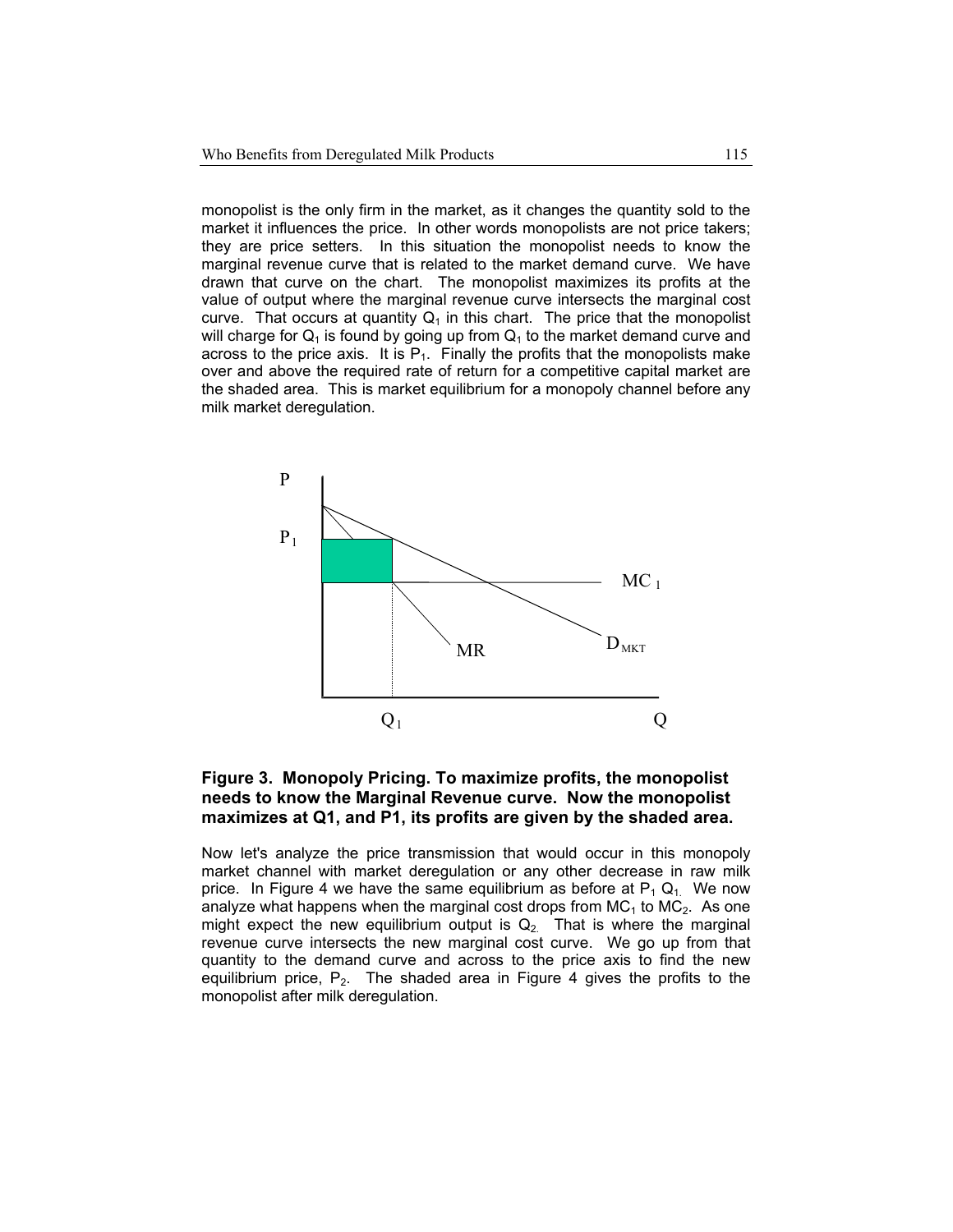monopolist is the only firm in the market, as it changes the quantity sold to the market it influences the price. In other words monopolists are not price takers; they are price setters. In this situation the monopolist needs to know the marginal revenue curve that is related to the market demand curve. We have drawn that curve on the chart. The monopolist maximizes its profits at the value of output where the marginal revenue curve intersects the marginal cost curve. That occurs at quantity $Q_1$ in this chart. The price that the monopolist will charge for $Q_1$ is found by going up from $Q_1$ to the market demand curve and across to the price axis. It is $P_1$. Finally the profits that the monopolists make over and above the required rate of return for a competitive capital market are the shaded area. This is market equilibrium for a monopoly channel before any milk market deregulation.

**Figure 3. Monopoly Pricing. To maximize profits, the monopolist needs to know the Marginal Revenue curve. Now the monopolist maximizes at Q1, and P1, its profits are given by the shaded area.**

Now let's analyze the price transmission that would occur in this monopoly market channel with market deregulation or any other decrease in raw milk price. In Figure 4 we have the same equilibrium as before at $P_1$ $Q_1$. We now analyze what happens when the marginal cost drops from $MC_1$ to $MC_2$. As one might expect the new equilibrium output is $Q_2$. That is where the marginal revenue curve intersects the new marginal cost curve. We go up from that quantity to the demand curve and across to the price axis to find the new equilibrium price, $P_2$. The shaded area in Figure 4 gives the profits to the monopolist after milk deregulation.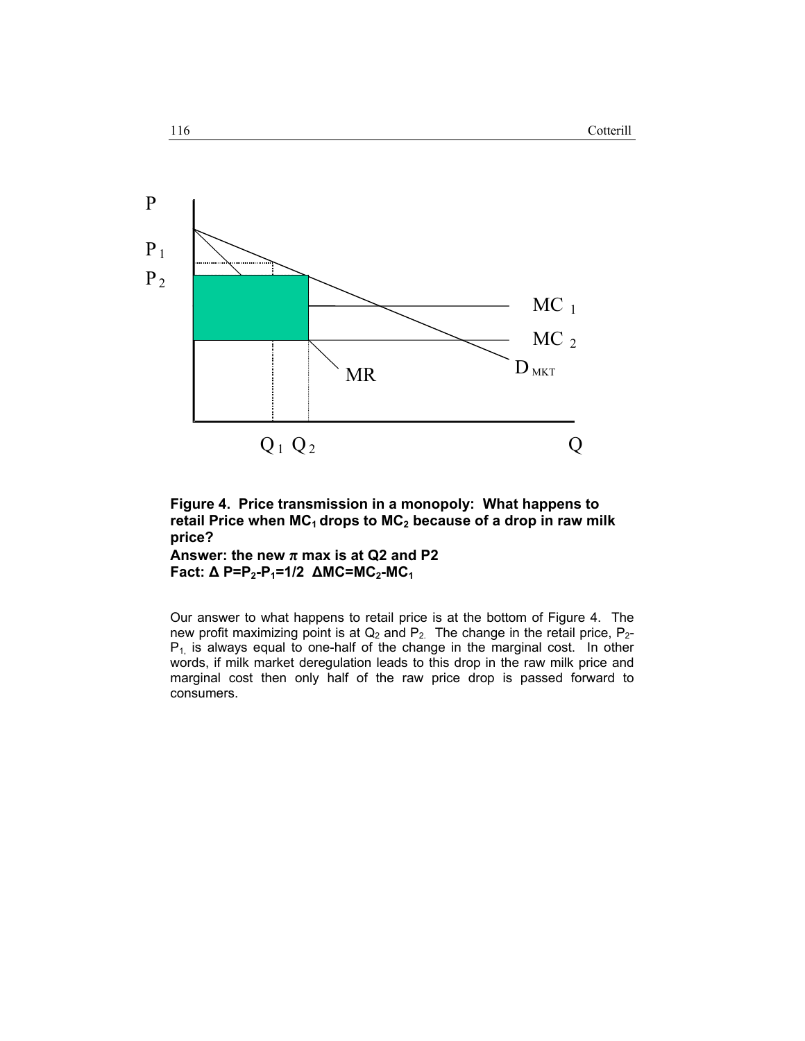**Figure 4. Price transmission in a monopoly: What happens to retail Price when $MC_1$ drops to $MC_2$ because of a drop in raw milk price?**
**Answer: the new $\pi$ max is at Q2 and P2**
**Fact: $\Delta P = P_2 - P_1 = 1/2 \ \Delta MC = MC_2 - MC_1$**

Our answer to what happens to retail price is at the bottom of Figure 4. The new profit maximizing point is at $Q_2$ and $P_2$. The change in the retail price, $P_2$-$P_1$, is always equal to one-half of the change in the marginal cost. In other words, if milk market deregulation leads to this drop in the raw milk price and marginal cost then only half of the raw price drop is passed forward to consumers.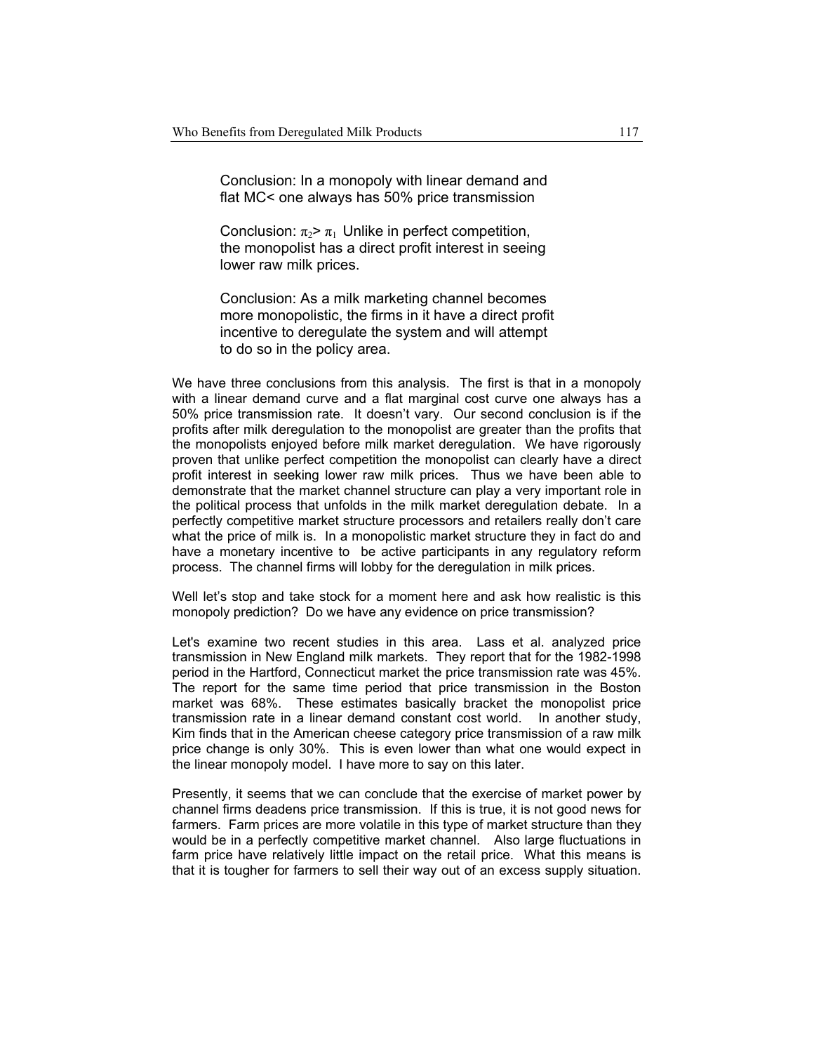Conclusion: In a monopoly with linear demand and flat MC< one always has 50% price transmission

Conclusion: $\pi_2 > \pi_1$ Unlike in perfect competition, the monopolist has a direct profit interest in seeing lower raw milk prices.

Conclusion: As a milk marketing channel becomes more monopolistic, the firms in it have a direct profit incentive to deregulate the system and will attempt to do so in the policy area.

We have three conclusions from this analysis. The first is that in a monopoly with a linear demand curve and a flat marginal cost curve one always has a 50% price transmission rate. It doesn't vary. Our second conclusion is if the profits after milk deregulation to the monopolist are greater than the profits that the monopolists enjoyed before milk market deregulation. We have rigorously proven that unlike perfect competition the monopolist can clearly have a direct profit interest in seeking lower raw milk prices. Thus we have been able to demonstrate that the market channel structure can play a very important role in the political process that unfolds in the milk market deregulation debate. In a perfectly competitive market structure processors and retailers really don't care what the price of milk is. In a monopolistic market structure they in fact do and have a monetary incentive to be active participants in any regulatory reform process. The channel firms will lobby for the deregulation in milk prices.

Well let's stop and take stock for a moment here and ask how realistic is this monopoly prediction? Do we have any evidence on price transmission?

Let's examine two recent studies in this area. Lass et al. analyzed price transmission in New England milk markets. They report that for the 1982-1998 period in the Hartford, Connecticut market the price transmission rate was 45%. The report for the same time period that price transmission in the Boston market was 68%. These estimates basically bracket the monopolist price transmission rate in a linear demand constant cost world. In another study, Kim finds that in the American cheese category price transmission of a raw milk price change is only 30%. This is even lower than what one would expect in the linear monopoly model. I have more to say on this later.

Presently, it seems that we can conclude that the exercise of market power by channel firms deadens price transmission. If this is true, it is not good news for farmers. Farm prices are more volatile in this type of market structure than they would be in a perfectly competitive market channel. Also large fluctuations in farm price have relatively little impact on the retail price. What this means is that it is tougher for farmers to sell their way out of an excess supply situation.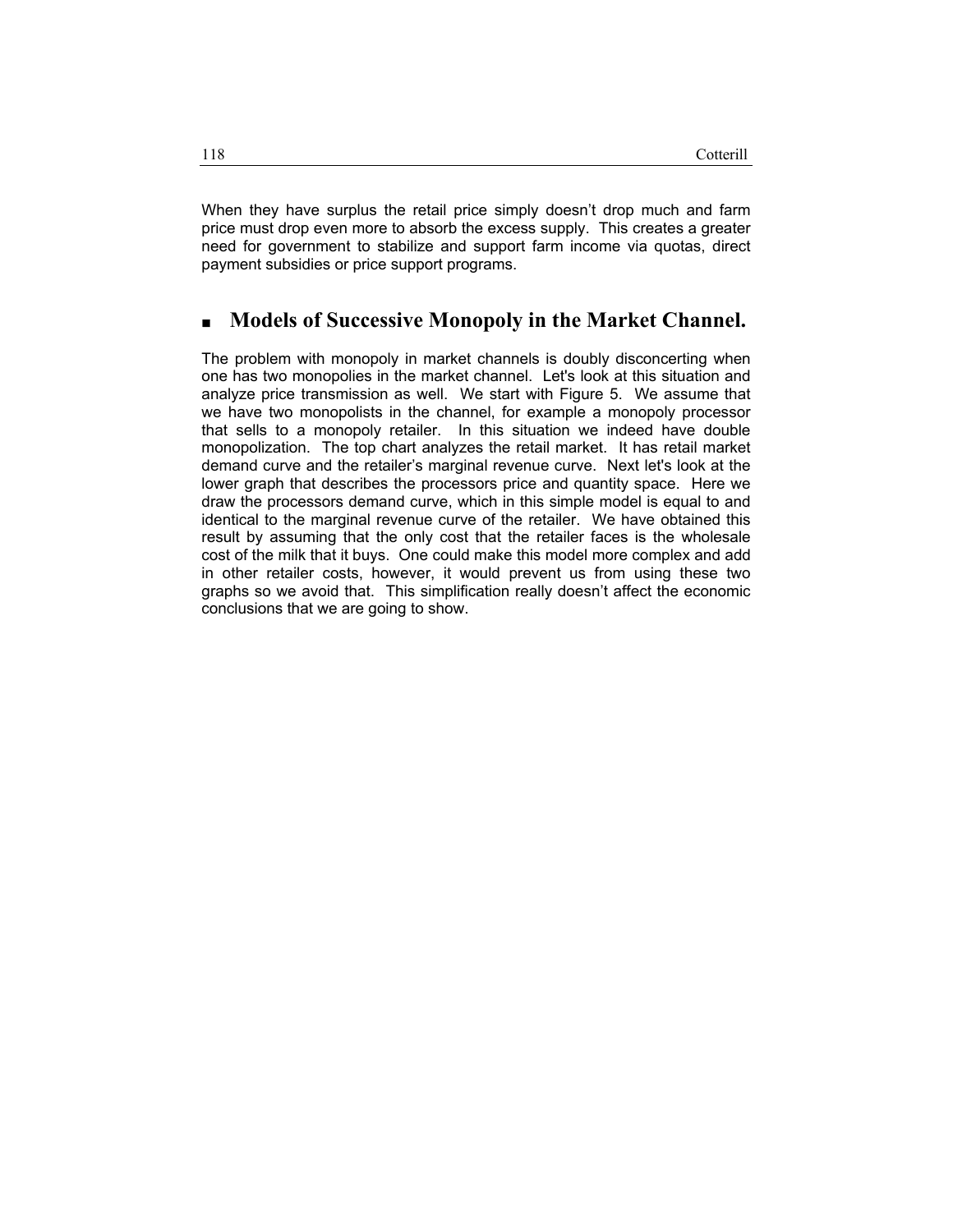When they have surplus the retail price simply doesn't drop much and farm price must drop even more to absorb the excess supply. This creates a greater need for government to stabilize and support farm income via quotas, direct payment subsidies or price support programs.

## ■ Models of Successive Monopoly in the Market Channel.

The problem with monopoly in market channels is doubly disconcerting when one has two monopolies in the market channel. Let's look at this situation and analyze price transmission as well. We start with Figure 5. We assume that we have two monopolists in the channel, for example a monopoly processor that sells to a monopoly retailer. In this situation we indeed have double monopolization. The top chart analyzes the retail market. It has retail market demand curve and the retailer's marginal revenue curve. Next let's look at the lower graph that describes the processors price and quantity space. Here we draw the processors demand curve, which in this simple model is equal to and identical to the marginal revenue curve of the retailer. We have obtained this result by assuming that the only cost that the retailer faces is the wholesale cost of the milk that it buys. One could make this model more complex and add in other retailer costs, however, it would prevent us from using these two graphs so we avoid that. This simplification really doesn't affect the economic conclusions that we are going to show.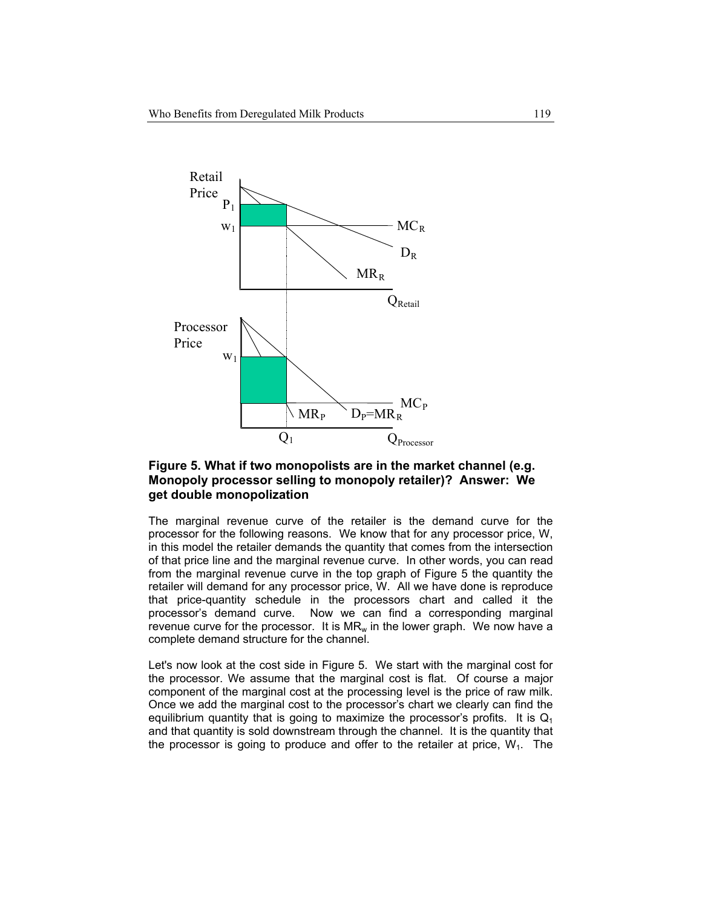**Figure 5. What if two monopolists are in the market channel (e.g. Monopoly processor selling to monopoly retailer)? Answer: We get double monopolization**

The marginal revenue curve of the retailer is the demand curve for the processor for the following reasons. We know that for any processor price, W, in this model the retailer demands the quantity that comes from the intersection of that price line and the marginal revenue curve. In other words, you can read from the marginal revenue curve in the top graph of Figure 5 the quantity the retailer will demand for any processor price, W. All we have done is reproduce that price-quantity schedule in the processors chart and called it the processor's demand curve. Now we can find a corresponding marginal revenue curve for the processor. It is $MR_w$ in the lower graph. We now have a complete demand structure for the channel.

Let's now look at the cost side in Figure 5. We start with the marginal cost for the processor. We assume that the marginal cost is flat. Of course a major component of the marginal cost at the processing level is the price of raw milk. Once we add the marginal cost to the processor's chart we clearly can find the equilibrium quantity that is going to maximize the processor's profits. It is $Q_1$ and that quantity is sold downstream through the channel. It is the quantity that the processor is going to produce and offer to the retailer at price, $W_1$. The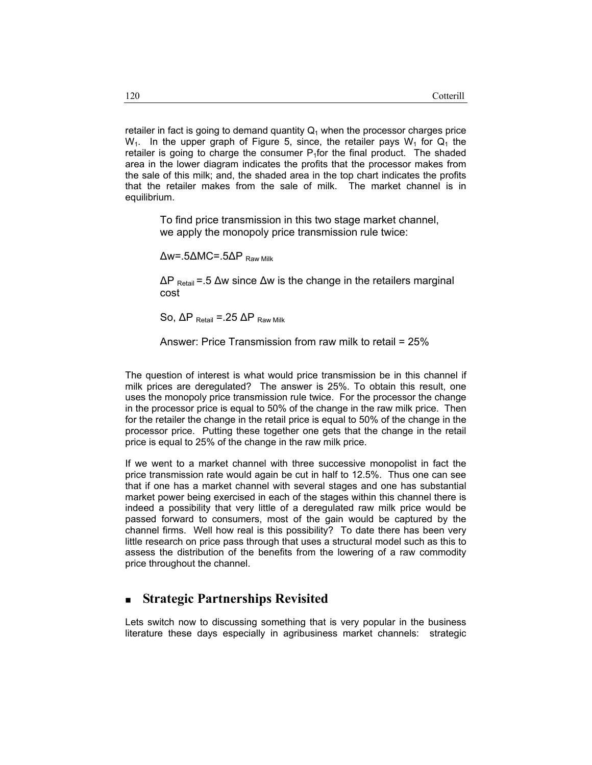retailer in fact is going to demand quantity $Q_1$ when the processor charges price $W_1$. In the upper graph of Figure 5, since, the retailer pays $W_1$ for $Q_1$ the retailer is going to charge the consumer $P_1$for the final product. The shaded area in the lower diagram indicates the profits that the processor makes from the sale of this milk; and, the shaded area in the top chart indicates the profits that the retailer makes from the sale of milk. The market channel is in equilibrium.

> To find price transmission in this two stage market channel, we apply the monopoly price transmission rule twice:
>
> $\Delta w = .5 \Delta MC = .5 \Delta P_{\text{Raw Milk}}$
>
> $\Delta P_{\text{Retail}} = .5\ \Delta w$ since $\Delta w$ is the change in the retailers marginal cost
>
> So, $\Delta P_{\text{Retail}} = .25\ \Delta P_{\text{Raw Milk}}$
>
> Answer: Price Transmission from raw milk to retail = 25%

The question of interest is what would price transmission be in this channel if milk prices are deregulated? The answer is 25%. To obtain this result, one uses the monopoly price transmission rule twice. For the processor the change in the processor price is equal to 50% of the change in the raw milk price. Then for the retailer the change in the retail price is equal to 50% of the change in the processor price. Putting these together one gets that the change in the retail price is equal to 25% of the change in the raw milk price.

If we went to a market channel with three successive monopolist in fact the price transmission rate would again be cut in half to 12.5%. Thus one can see that if one has a market channel with several stages and one has substantial market power being exercised in each of the stages within this channel there is indeed a possibility that very little of a deregulated raw milk price would be passed forward to consumers, most of the gain would be captured by the channel firms. Well how real is this possibility? To date there has been very little research on price pass through that uses a structural model such as this to assess the distribution of the benefits from the lowering of a raw commodity price throughout the channel.

## Strategic Partnerships Revisited

Lets switch now to discussing something that is very popular in the business literature these days especially in agribusiness market channels: strategic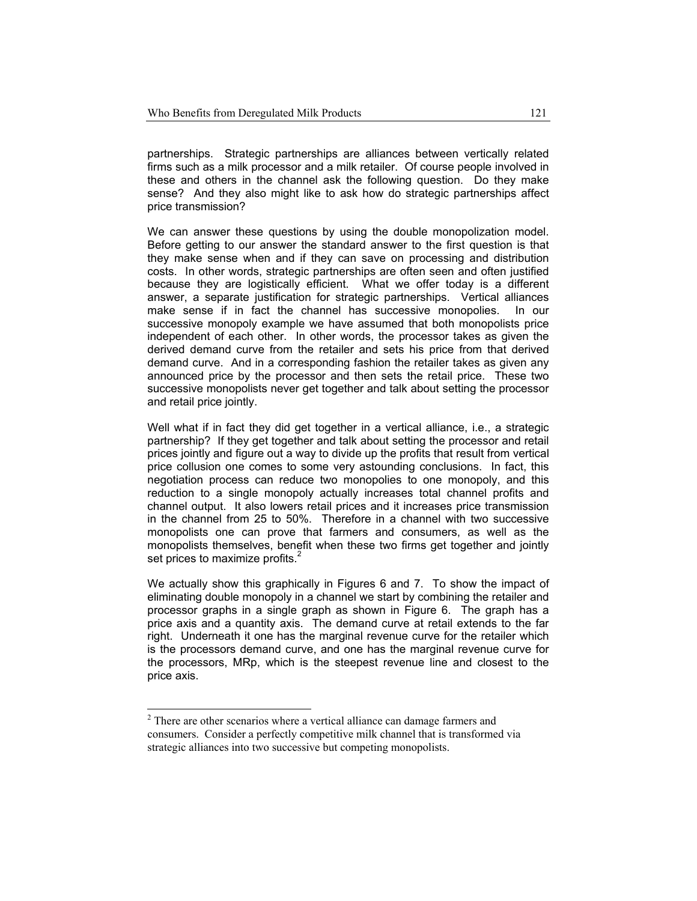partnerships. Strategic partnerships are alliances between vertically related firms such as a milk processor and a milk retailer. Of course people involved in these and others in the channel ask the following question. Do they make sense? And they also might like to ask how do strategic partnerships affect price transmission?

We can answer these questions by using the double monopolization model. Before getting to our answer the standard answer to the first question is that they make sense when and if they can save on processing and distribution costs. In other words, strategic partnerships are often seen and often justified because they are logistically efficient. What we offer today is a different answer, a separate justification for strategic partnerships. Vertical alliances make sense if in fact the channel has successive monopolies. In our successive monopoly example we have assumed that both monopolists price independent of each other. In other words, the processor takes as given the derived demand curve from the retailer and sets his price from that derived demand curve. And in a corresponding fashion the retailer takes as given any announced price by the processor and then sets the retail price. These two successive monopolists never get together and talk about setting the processor and retail price jointly.

Well what if in fact they did get together in a vertical alliance, i.e., a strategic partnership? If they get together and talk about setting the processor and retail prices jointly and figure out a way to divide up the profits that result from vertical price collusion one comes to some very astounding conclusions. In fact, this negotiation process can reduce two monopolies to one monopoly, and this reduction to a single monopoly actually increases total channel profits and channel output. It also lowers retail prices and it increases price transmission in the channel from 25 to 50%. Therefore in a channel with two successive monopolists one can prove that farmers and consumers, as well as the monopolists themselves, benefit when these two firms get together and jointly set prices to maximize profits.[2]

We actually show this graphically in Figures 6 and 7. To show the impact of eliminating double monopoly in a channel we start by combining the retailer and processor graphs in a single graph as shown in Figure 6. The graph has a price axis and a quantity axis. The demand curve at retail extends to the far right. Underneath it one has the marginal revenue curve for the retailer which is the processors demand curve, and one has the marginal revenue curve for the processors, MRp, which is the steepest revenue line and closest to the price axis.

[2] There are other scenarios where a vertical alliance can damage farmers and consumers. Consider a perfectly competitive milk channel that is transformed via strategic alliances into two successive but competing monopolists.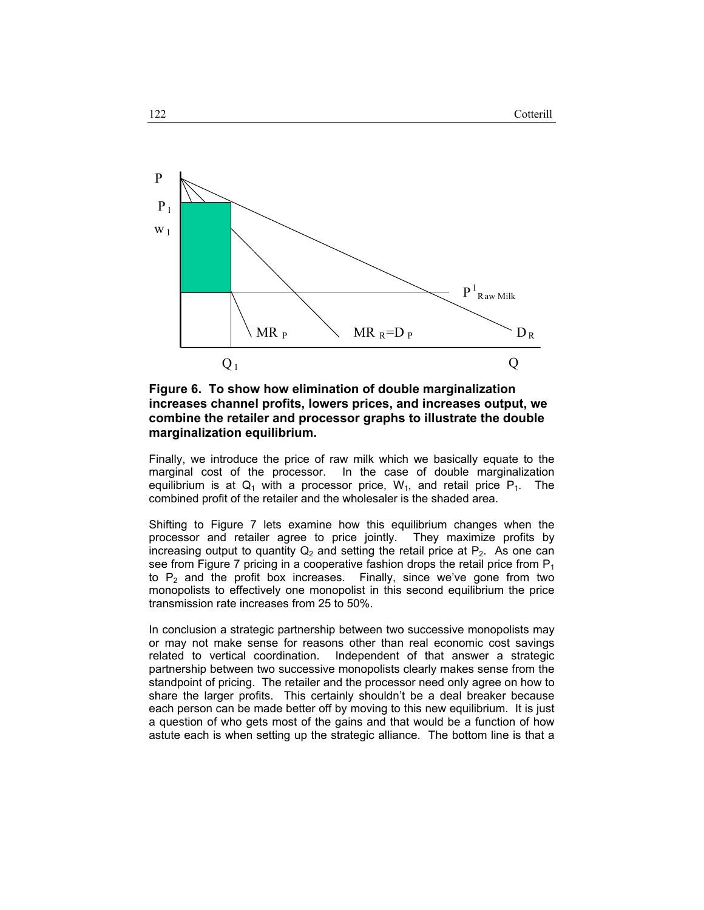**Figure 6. To show how elimination of double marginalization increases channel profits, lowers prices, and increases output, we combine the retailer and processor graphs to illustrate the double marginalization equilibrium.**

Finally, we introduce the price of raw milk which we basically equate to the marginal cost of the processor. In the case of double marginalization equilibrium is at $Q_1$ with a processor price, $W_1$, and retail price $P_1$. The combined profit of the retailer and the wholesaler is the shaded area.

Shifting to Figure 7 lets examine how this equilibrium changes when the processor and retailer agree to price jointly. They maximize profits by increasing output to quantity $Q_2$ and setting the retail price at $P_2$. As one can see from Figure 7 pricing in a cooperative fashion drops the retail price from $P_1$ to $P_2$ and the profit box increases. Finally, since we've gone from two monopolists to effectively one monopolist in this second equilibrium the price transmission rate increases from 25 to 50%.

In conclusion a strategic partnership between two successive monopolists may or may not make sense for reasons other than real economic cost savings related to vertical coordination. Independent of that answer a strategic partnership between two successive monopolists clearly makes sense from the standpoint of pricing. The retailer and the processor need only agree on how to share the larger profits. This certainly shouldn't be a deal breaker because each person can be made better off by moving to this new equilibrium. It is just a question of who gets most of the gains and that would be a function of how astute each is when setting up the strategic alliance. The bottom line is that a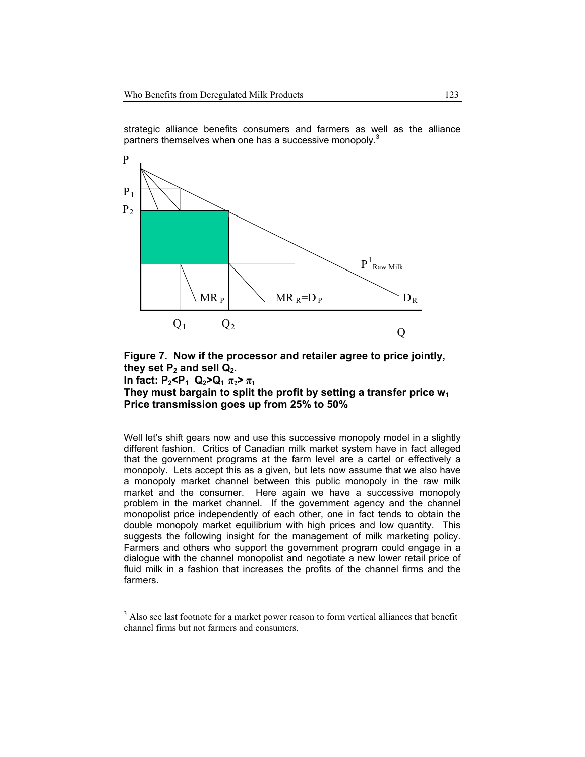strategic alliance benefits consumers and farmers as well as the alliance partners themselves when one has a successive monopoly.[3]

**Figure 7. Now if the processor and retailer agree to price jointly, they set $P_2$ and sell $Q_2$.**
**In fact: $P_2 < P_1$ $Q_2 > Q_1$ $\pi_2 > \pi_1$**
**They must bargain to split the profit by setting a transfer price $w_1$**
**Price transmission goes up from 25% to 50%**

Well let's shift gears now and use this successive monopoly model in a slightly different fashion. Critics of Canadian milk market system have in fact alleged that the government programs at the farm level are a cartel or effectively a monopoly. Lets accept this as a given, but lets now assume that we also have a monopoly market channel between this public monopoly in the raw milk market and the consumer. Here again we have a successive monopoly problem in the market channel. If the government agency and the channel monopolist price independently of each other, one in fact tends to obtain the double monopoly market equilibrium with high prices and low quantity. This suggests the following insight for the management of milk marketing policy. Farmers and others who support the government program could engage in a dialogue with the channel monopolist and negotiate a new lower retail price of fluid milk in a fashion that increases the profits of the channel firms and the farmers.

[3] Also see last footnote for a market power reason to form vertical alliances that benefit channel firms but not farmers and consumers.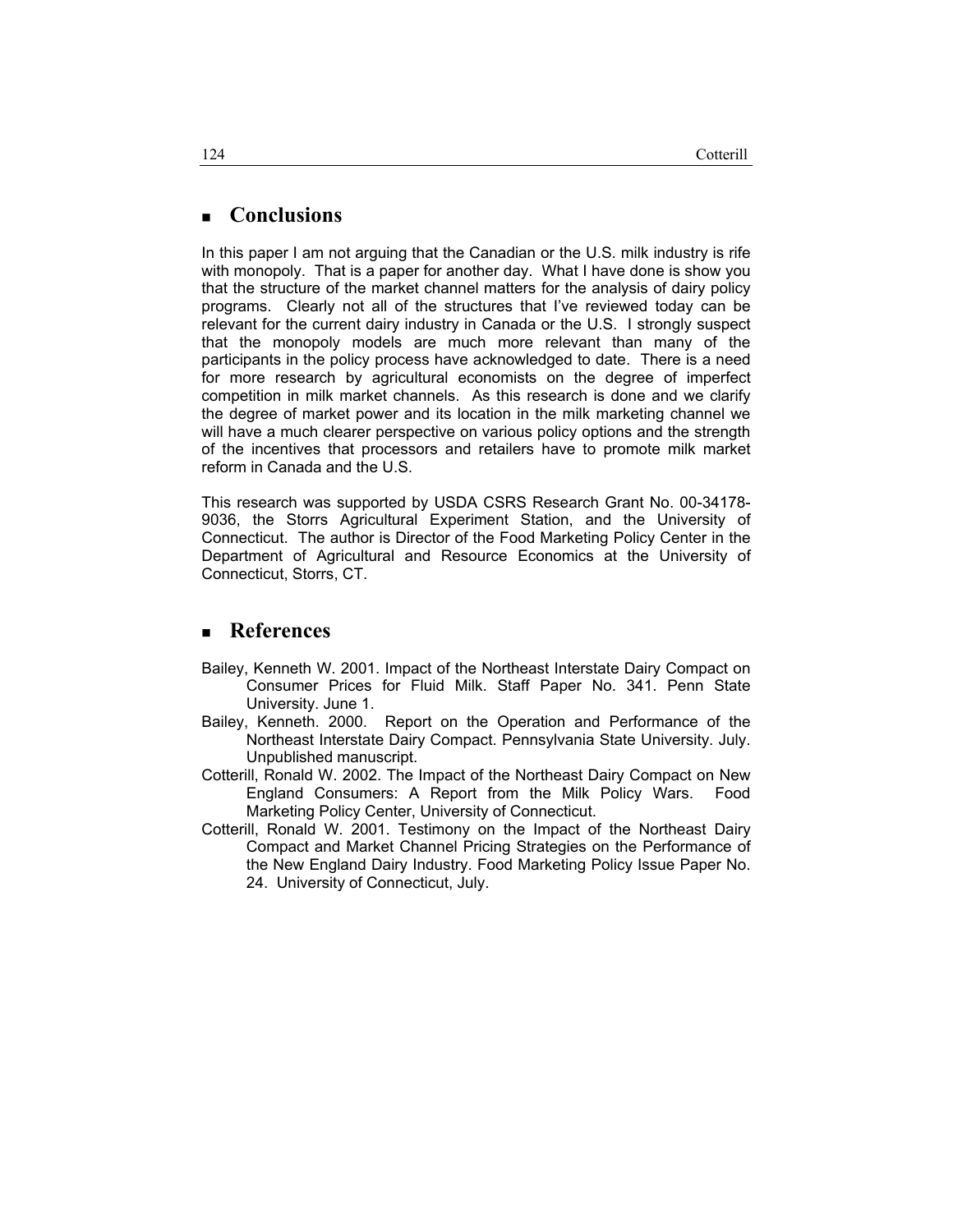## Conclusions

In this paper I am not arguing that the Canadian or the U.S. milk industry is rife with monopoly. That is a paper for another day. What I have done is show you that the structure of the market channel matters for the analysis of dairy policy programs. Clearly not all of the structures that I've reviewed today can be relevant for the current dairy industry in Canada or the U.S. I strongly suspect that the monopoly models are much more relevant than many of the participants in the policy process have acknowledged to date. There is a need for more research by agricultural economists on the degree of imperfect competition in milk market channels. As this research is done and we clarify the degree of market power and its location in the milk marketing channel we will have a much clearer perspective on various policy options and the strength of the incentives that processors and retailers have to promote milk market reform in Canada and the U.S.

This research was supported by USDA CSRS Research Grant No. 00-34178-9036, the Storrs Agricultural Experiment Station, and the University of Connecticut. The author is Director of the Food Marketing Policy Center in the Department of Agricultural and Resource Economics at the University of Connecticut, Storrs, CT.

## References

Bailey, Kenneth W. 2001. Impact of the Northeast Interstate Dairy Compact on Consumer Prices for Fluid Milk. Staff Paper No. 341. Penn State University. June 1.

Bailey, Kenneth. 2000. Report on the Operation and Performance of the Northeast Interstate Dairy Compact. Pennsylvania State University. July. Unpublished manuscript.

Cotterill, Ronald W. 2002. The Impact of the Northeast Dairy Compact on New England Consumers: A Report from the Milk Policy Wars. Food Marketing Policy Center, University of Connecticut.

Cotterill, Ronald W. 2001. Testimony on the Impact of the Northeast Dairy Compact and Market Channel Pricing Strategies on the Performance of the New England Dairy Industry. Food Marketing Policy Issue Paper No. 24. University of Connecticut, July.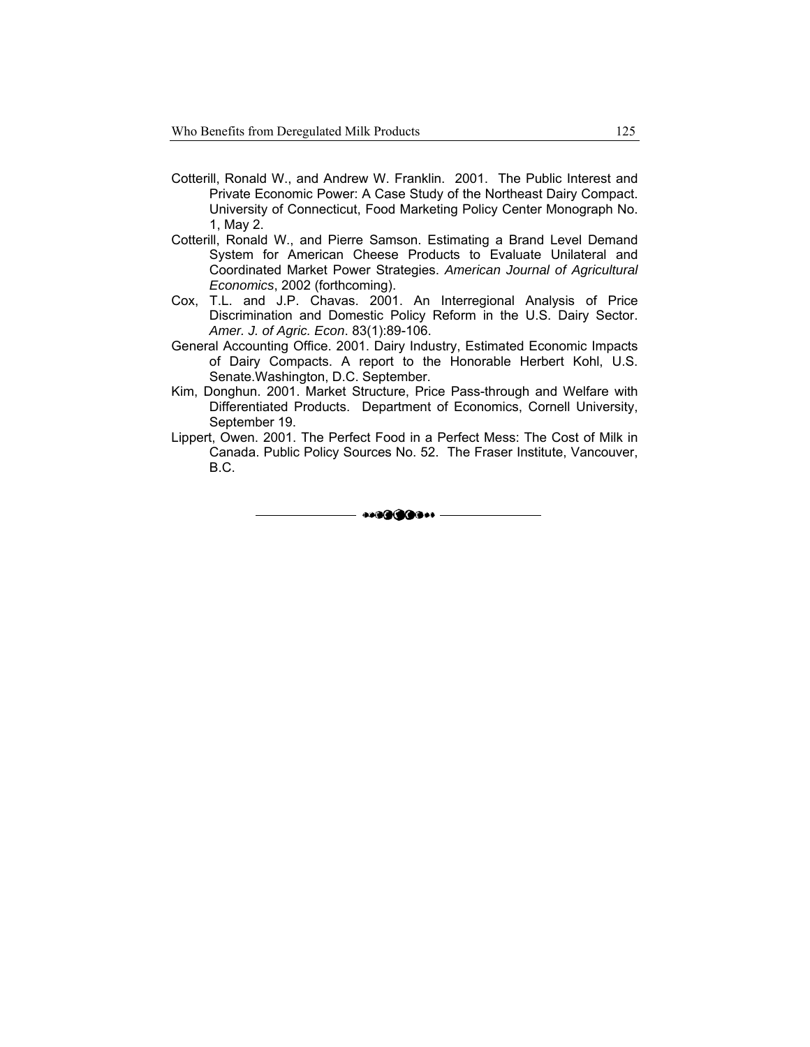Cotterill, Ronald W., and Andrew W. Franklin. 2001. The Public Interest and Private Economic Power: A Case Study of the Northeast Dairy Compact. University of Connecticut, Food Marketing Policy Center Monograph No. 1, May 2.

Cotterill, Ronald W., and Pierre Samson. Estimating a Brand Level Demand System for American Cheese Products to Evaluate Unilateral and Coordinated Market Power Strategies. *American Journal of Agricultural Economics*, 2002 (forthcoming).

Cox, T.L. and J.P. Chavas. 2001. An Interregional Analysis of Price Discrimination and Domestic Policy Reform in the U.S. Dairy Sector. *Amer. J. of Agric. Econ*. 83(1):89-106.

General Accounting Office. 2001. Dairy Industry, Estimated Economic Impacts of Dairy Compacts. A report to the Honorable Herbert Kohl, U.S. Senate.Washington, D.C. September.

Kim, Donghun. 2001. Market Structure, Price Pass-through and Welfare with Differentiated Products. Department of Economics, Cornell University, September 19.

Lippert, Owen. 2001. The Perfect Food in a Perfect Mess: The Cost of Milk in Canada. Public Policy Sources No. 52. The Fraser Institute, Vancouver, B.C.